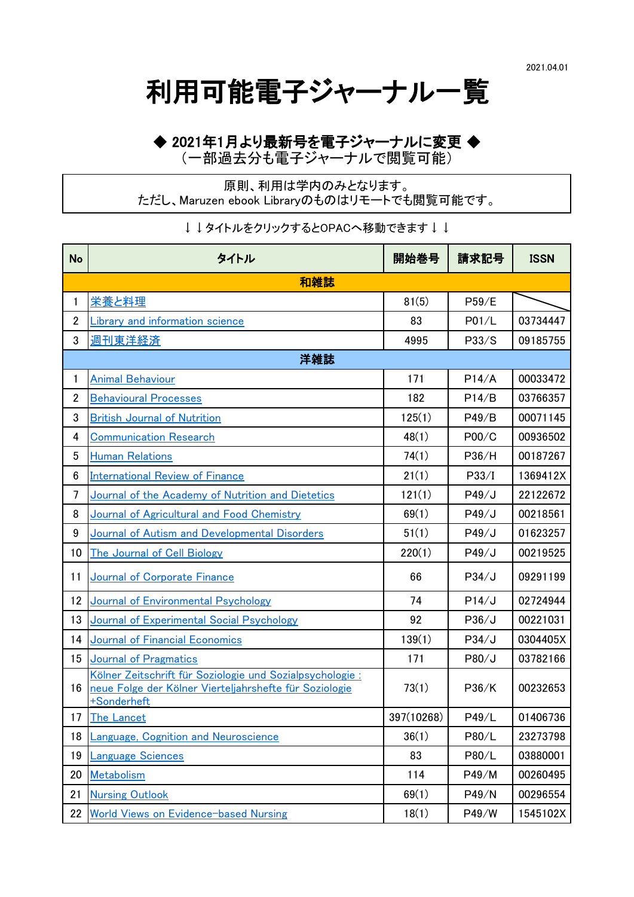2021.04.01

# 利用可能電子ジャーナル一覧

## ◆ 2021年1月より最新号を電子ジャーナルに変更 ◆
（一部過去分も電子ジャーナルで閲覧可能）

原則、利用は学内のみとなります。
ただし、Maruzen ebook Libraryのものはリモートでも閲覧可能です。

↓↓タイトルをクリックするとOPACへ移動できます↓↓

| No | タイトル | 開始巻号 | 請求記号 | ISSN |
|---|---|---|---|---|
| **和雑誌** | | | | |
| 1 | 栄養と料理 | 81(5) | P59/E | |
| 2 | Library and information science | 83 | P01/L | 03734447 |
| 3 | 週刊東洋経済 | 4995 | P33/S | 09185755 |
| **洋雑誌** | | | | |
| 1 | Animal Behaviour | 171 | P14/A | 00033472 |
| 2 | Behavioural Processes | 182 | P14/B | 03766357 |
| 3 | British Journal of Nutrition | 125(1) | P49/B | 00071145 |
| 4 | Communication Research | 48(1) | P00/C | 00936502 |
| 5 | Human Relations | 74(1) | P36/H | 00187267 |
| 6 | International Review of Finance | 21(1) | P33/I | 1369412X |
| 7 | Journal of the Academy of Nutrition and Dietetics | 121(1) | P49/J | 22122672 |
| 8 | Journal of Agricultural and Food Chemistry | 69(1) | P49/J | 00218561 |
| 9 | Journal of Autism and Developmental Disorders | 51(1) | P49/J | 01623257 |
| 10 | The Journal of Cell Biology | 220(1) | P49/J | 00219525 |
| 11 | Journal of Corporate Finance | 66 | P34/J | 09291199 |
| 12 | Journal of Environmental Psychology | 74 | P14/J | 02724944 |
| 13 | Journal of Experimental Social Psychology | 92 | P36/J | 00221031 |
| 14 | Journal of Financial Economics | 139(1) | P34/J | 0304405X |
| 15 | Journal of Pragmatics | 171 | P80/J | 03782166 |
| 16 | Kölner Zeitschrift für Soziologie und Sozialpsychologie : neue Folge der Kölner Vierteljahrshefte für Soziologie +Sonderheft | 73(1) | P36/K | 00232653 |
| 17 | The Lancet | 397(10268) | P49/L | 01406736 |
| 18 | Language, Cognition and Neuroscience | 36(1) | P80/L | 23273798 |
| 19 | Language Sciences | 83 | P80/L | 03880001 |
| 20 | Metabolism | 114 | P49/M | 00260495 |
| 21 | Nursing Outlook | 69(1) | P49/N | 00296554 |
| 22 | World Views on Evidence-based Nursing | 18(1) | P49/W | 1545102X |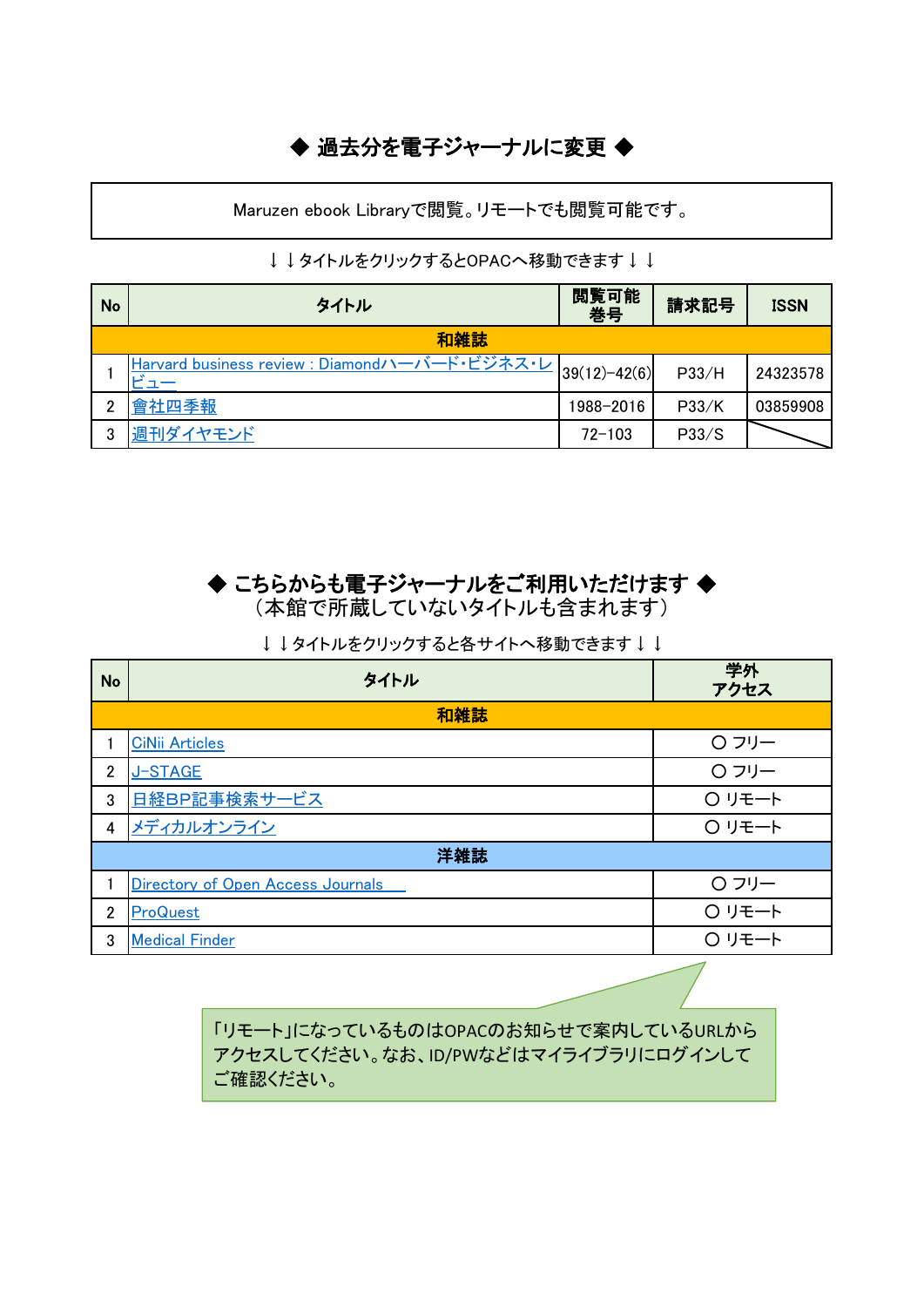## ◆ 過去分を電子ジャーナルに変更 ◆

Maruzen ebook Libraryで閲覧。リモートでも閲覧可能です。

↓↓タイトルをクリックするとOPACへ移動できます↓↓

| No | タイトル | 閲覧可能巻号 | 請求記号 | ISSN |
|---|---|---|---|---|
| | **和雑誌** | | | |
| 1 | Harvard business review : Diamondハーバード・ビジネス・レビュー | 39(12)-42(6) | P33/H | 24323578 |
| 2 | 會社四季報 | 1988-2016 | P33/K | 03859908 |
| 3 | 週刊ダイヤモンド | 72-103 | P33/S | |

## ◆ こちらからも電子ジャーナルをご利用いただけます ◆

（本館で所蔵していないタイトルも含まれます）

↓↓タイトルをクリックすると各サイトへ移動できます↓↓

| No | タイトル | 学外アクセス |
|---|---|---|
| | **和雑誌** | |
| 1 | CiNii Articles | ○ フリー |
| 2 | J-STAGE | ○ フリー |
| 3 | 日経BP記事検索サービス | ○ リモート |
| 4 | メディカルオンライン | ○ リモート |
| | **洋雑誌** | |
| 1 | Directory of Open Access Journals | ○ フリー |
| 2 | ProQuest | ○ リモート |
| 3 | Medical Finder | ○ リモート |

「リモート」になっているものはOPACのお知らせで案内しているURLからアクセスしてください。なお、ID/PWなどはマイライブラリにログインしてご確認ください。